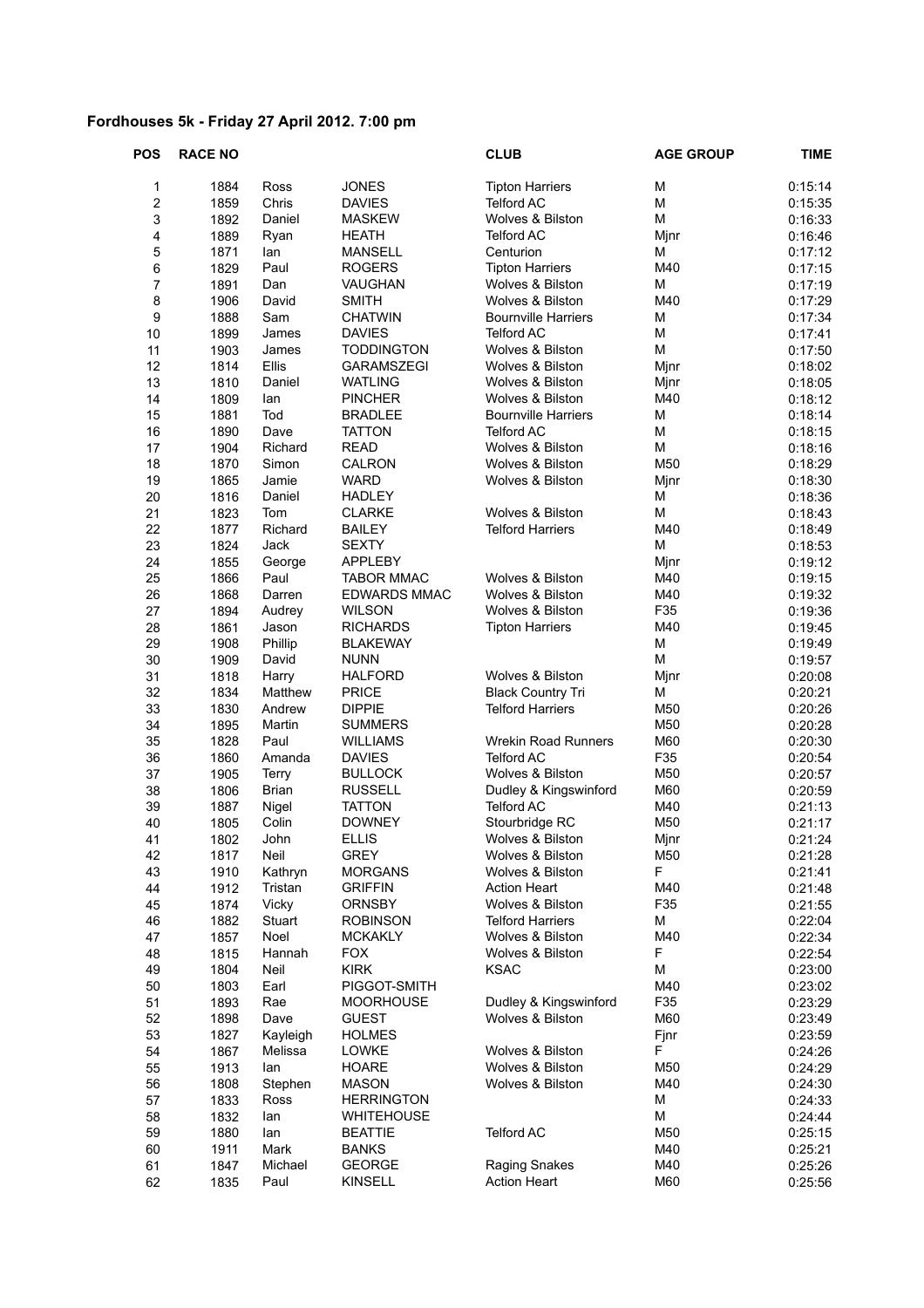**Fordhouses 5k - Friday 27 April 2012. 7:00 pm**

| POS | RACE NO | | | CLUB | AGE GROUP | TIME |
|---|---|---|---|---|---|---|
| 1 | 1884 | Ross | JONES | Tipton Harriers | M | 0:15:14 |
| 2 | 1859 | Chris | DAVIES | Telford AC | M | 0:15:35 |
| 3 | 1892 | Daniel | MASKEW | Wolves & Bilston | M | 0:16:33 |
| 4 | 1889 | Ryan | HEATH | Telford AC | Mjnr | 0:16:46 |
| 5 | 1871 | Ian | MANSELL | Centurion | M | 0:17:12 |
| 6 | 1829 | Paul | ROGERS | Tipton Harriers | M40 | 0:17:15 |
| 7 | 1891 | Dan | VAUGHAN | Wolves & Bilston | M | 0:17:19 |
| 8 | 1906 | David | SMITH | Wolves & Bilston | M40 | 0:17:29 |
| 9 | 1888 | Sam | CHATWIN | Bournville Harriers | M | 0:17:34 |
| 10 | 1899 | James | DAVIES | Telford AC | M | 0:17:41 |
| 11 | 1903 | James | TODDINGTON | Wolves & Bilston | M | 0:17:50 |
| 12 | 1814 | Ellis | GARAMSZEGI | Wolves & Bilston | Mjnr | 0:18:02 |
| 13 | 1810 | Daniel | WATLING | Wolves & Bilston | Mjnr | 0:18:05 |
| 14 | 1809 | Ian | PINCHER | Wolves & Bilston | M40 | 0:18:12 |
| 15 | 1881 | Tod | BRADLEE | Bournville Harriers | M | 0:18:14 |
| 16 | 1890 | Dave | TATTON | Telford AC | M | 0:18:15 |
| 17 | 1904 | Richard | READ | Wolves & Bilston | M | 0:18:16 |
| 18 | 1870 | Simon | CALRON | Wolves & Bilston | M50 | 0:18:29 |
| 19 | 1865 | Jamie | WARD | Wolves & Bilston | Mjnr | 0:18:30 |
| 20 | 1816 | Daniel | HADLEY | | M | 0:18:36 |
| 21 | 1823 | Tom | CLARKE | Wolves & Bilston | M | 0:18:43 |
| 22 | 1877 | Richard | BAILEY | Telford Harriers | M40 | 0:18:49 |
| 23 | 1824 | Jack | SEXTY | | M | 0:18:53 |
| 24 | 1855 | George | APPLEBY | | Mjnr | 0:19:12 |
| 25 | 1866 | Paul | TABOR MMAC | Wolves & Bilston | M40 | 0:19:15 |
| 26 | 1868 | Darren | EDWARDS MMAC | Wolves & Bilston | M40 | 0:19:32 |
| 27 | 1894 | Audrey | WILSON | Wolves & Bilston | F35 | 0:19:36 |
| 28 | 1861 | Jason | RICHARDS | Tipton Harriers | M40 | 0:19:45 |
| 29 | 1908 | Phillip | BLAKEWAY | | M | 0:19:49 |
| 30 | 1909 | David | NUNN | | M | 0:19:57 |
| 31 | 1818 | Harry | HALFORD | Wolves & Bilston | Mjnr | 0:20:08 |
| 32 | 1834 | Matthew | PRICE | Black Country Tri | M | 0:20:21 |
| 33 | 1830 | Andrew | DIPPIE | Telford Harriers | M50 | 0:20:26 |
| 34 | 1895 | Martin | SUMMERS | | M50 | 0:20:28 |
| 35 | 1828 | Paul | WILLIAMS | Wrekin Road Runners | M60 | 0:20:30 |
| 36 | 1860 | Amanda | DAVIES | Telford AC | F35 | 0:20:54 |
| 37 | 1905 | Terry | BULLOCK | Wolves & Bilston | M50 | 0:20:57 |
| 38 | 1806 | Brian | RUSSELL | Dudley & Kingswinford | M60 | 0:20:59 |
| 39 | 1887 | Nigel | TATTON | Telford AC | M40 | 0:21:13 |
| 40 | 1805 | Colin | DOWNEY | Stourbridge RC | M50 | 0:21:17 |
| 41 | 1802 | John | ELLIS | Wolves & Bilston | Mjnr | 0:21:24 |
| 42 | 1817 | Neil | GREY | Wolves & Bilston | M50 | 0:21:28 |
| 43 | 1910 | Kathryn | MORGANS | Wolves & Bilston | F | 0:21:41 |
| 44 | 1912 | Tristan | GRIFFIN | Action Heart | M40 | 0:21:48 |
| 45 | 1874 | Vicky | ORNSBY | Wolves & Bilston | F35 | 0:21:55 |
| 46 | 1882 | Stuart | ROBINSON | Telford Harriers | M | 0:22:04 |
| 47 | 1857 | Noel | MCKAKLY | Wolves & Bilston | M40 | 0:22:34 |
| 48 | 1815 | Hannah | FOX | Wolves & Bilston | F | 0:22:54 |
| 49 | 1804 | Neil | KIRK | KSAC | M | 0:23:00 |
| 50 | 1803 | Earl | PIGGOT-SMITH | | M40 | 0:23:02 |
| 51 | 1893 | Rae | MOORHOUSE | Dudley & Kingswinford | F35 | 0:23:29 |
| 52 | 1898 | Dave | GUEST | Wolves & Bilston | M60 | 0:23:49 |
| 53 | 1827 | Kayleigh | HOLMES | | Fjnr | 0:23:59 |
| 54 | 1867 | Melissa | LOWKE | Wolves & Bilston | F | 0:24:26 |
| 55 | 1913 | Ian | HOARE | Wolves & Bilston | M50 | 0:24:29 |
| 56 | 1808 | Stephen | MASON | Wolves & Bilston | M40 | 0:24:30 |
| 57 | 1833 | Ross | HERRINGTON | | M | 0:24:33 |
| 58 | 1832 | Ian | WHITEHOUSE | | M | 0:24:44 |
| 59 | 1880 | Ian | BEATTIE | Telford AC | M50 | 0:25:15 |
| 60 | 1911 | Mark | BANKS | | M40 | 0:25:21 |
| 61 | 1847 | Michael | GEORGE | Raging Snakes | M40 | 0:25:26 |
| 62 | 1835 | Paul | KINSELL | Action Heart | M60 | 0:25:56 |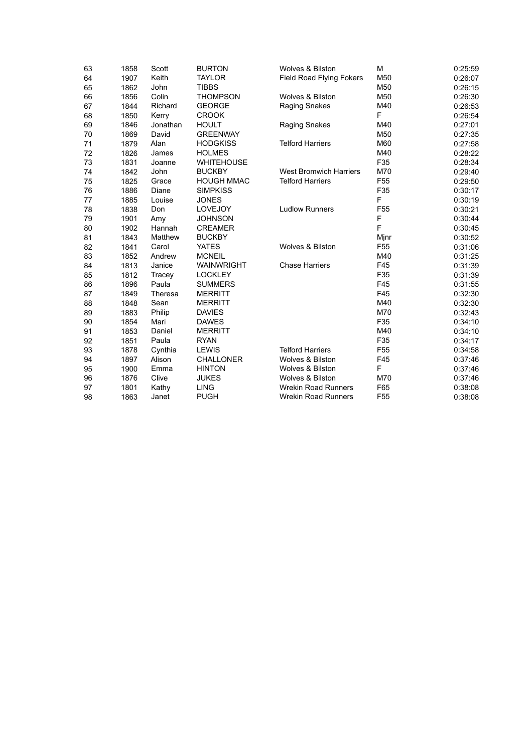| | | | | | | |
|---|---|---|---|---|---|---|
| 63 | 1858 | Scott | BURTON | Wolves & Bilston | M | 0:25:59 |
| 64 | 1907 | Keith | TAYLOR | Field Road Flying Fokers | M50 | 0:26:07 |
| 65 | 1862 | John | TIBBS | | M50 | 0:26:15 |
| 66 | 1856 | Colin | THOMPSON | Wolves & Bilston | M50 | 0:26:30 |
| 67 | 1844 | Richard | GEORGE | Raging Snakes | M40 | 0:26:53 |
| 68 | 1850 | Kerry | CROOK | | F | 0:26:54 |
| 69 | 1846 | Jonathan | HOULT | Raging Snakes | M40 | 0:27:01 |
| 70 | 1869 | David | GREENWAY | | M50 | 0:27:35 |
| 71 | 1879 | Alan | HODGKISS | Telford Harriers | M60 | 0:27:58 |
| 72 | 1826 | James | HOLMES | | M40 | 0:28:22 |
| 73 | 1831 | Joanne | WHITEHOUSE | | F35 | 0:28:34 |
| 74 | 1842 | John | BUCKBY | West Bromwich Harriers | M70 | 0:29:40 |
| 75 | 1825 | Grace | HOUGH MMAC | Telford Harriers | F55 | 0:29:50 |
| 76 | 1886 | Diane | SIMPKISS | | F35 | 0:30:17 |
| 77 | 1885 | Louise | JONES | | F | 0:30:19 |
| 78 | 1838 | Don | LOVEJOY | Ludlow Runners | F55 | 0:30:21 |
| 79 | 1901 | Amy | JOHNSON | | F | 0:30:44 |
| 80 | 1902 | Hannah | CREAMER | | F | 0:30:45 |
| 81 | 1843 | Matthew | BUCKBY | | Mjnr | 0:30:52 |
| 82 | 1841 | Carol | YATES | Wolves & Bilston | F55 | 0:31:06 |
| 83 | 1852 | Andrew | MCNEIL | | M40 | 0:31:25 |
| 84 | 1813 | Janice | WAINWRIGHT | Chase Harriers | F45 | 0:31:39 |
| 85 | 1812 | Tracey | LOCKLEY | | F35 | 0:31:39 |
| 86 | 1896 | Paula | SUMMERS | | F45 | 0:31:55 |
| 87 | 1849 | Theresa | MERRITT | | F45 | 0:32:30 |
| 88 | 1848 | Sean | MERRITT | | M40 | 0:32:30 |
| 89 | 1883 | Philip | DAVIES | | M70 | 0:32:43 |
| 90 | 1854 | Mari | DAWES | | F35 | 0:34:10 |
| 91 | 1853 | Daniel | MERRITT | | M40 | 0:34:10 |
| 92 | 1851 | Paula | RYAN | | F35 | 0:34:17 |
| 93 | 1878 | Cynthia | LEWIS | Telford Harriers | F55 | 0:34:58 |
| 94 | 1897 | Alison | CHALLONER | Wolves & Bilston | F45 | 0:37:46 |
| 95 | 1900 | Emma | HINTON | Wolves & Bilston | F | 0:37:46 |
| 96 | 1876 | Clive | JUKES | Wolves & Bilston | M70 | 0:37:46 |
| 97 | 1801 | Kathy | LING | Wrekin Road Runners | F65 | 0:38:08 |
| 98 | 1863 | Janet | PUGH | Wrekin Road Runners | F55 | 0:38:08 |